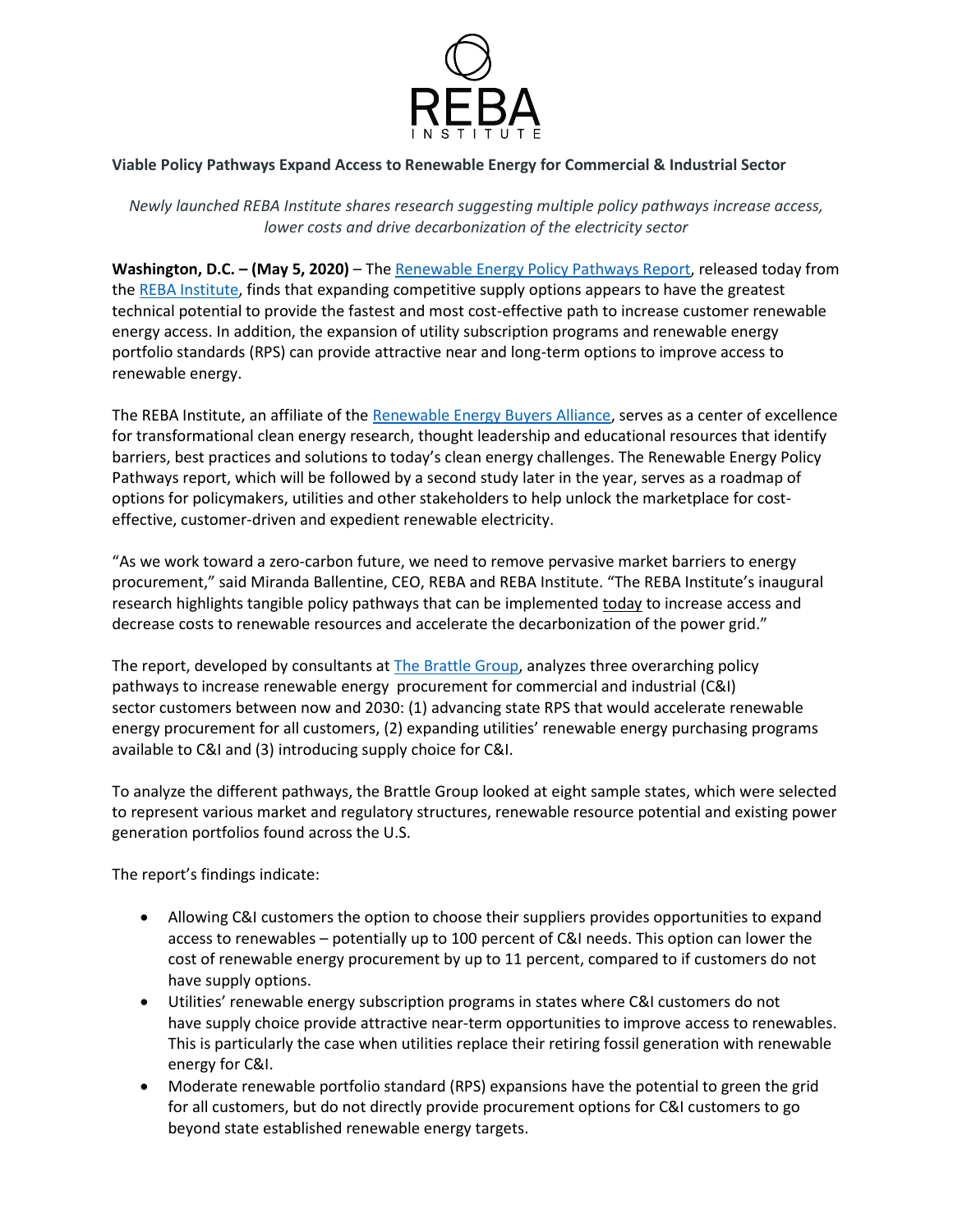REBA INSTITUTE

**Viable Policy Pathways Expand Access to Renewable Energy for Commercial & Industrial Sector**

*Newly launched REBA Institute shares research suggesting multiple policy pathways increase access, lower costs and drive decarbonization of the electricity sector*

**Washington, D.C. – (May 5, 2020)** – The Renewable Energy Policy Pathways Report, released today from the REBA Institute, finds that expanding competitive supply options appears to have the greatest technical potential to provide the fastest and most cost-effective path to increase customer renewable energy access. In addition, the expansion of utility subscription programs and renewable energy portfolio standards (RPS) can provide attractive near and long-term options to improve access to renewable energy.

The REBA Institute, an affiliate of the Renewable Energy Buyers Alliance, serves as a center of excellence for transformational clean energy research, thought leadership and educational resources that identify barriers, best practices and solutions to today's clean energy challenges. The Renewable Energy Policy Pathways report, which will be followed by a second study later in the year, serves as a roadmap of options for policymakers, utilities and other stakeholders to help unlock the marketplace for cost-effective, customer-driven and expedient renewable electricity.

"As we work toward a zero-carbon future, we need to remove pervasive market barriers to energy procurement," said Miranda Ballentine, CEO, REBA and REBA Institute. "The REBA Institute's inaugural research highlights tangible policy pathways that can be implemented today to increase access and decrease costs to renewable resources and accelerate the decarbonization of the power grid."

The report, developed by consultants at The Brattle Group, analyzes three overarching policy pathways to increase renewable energy procurement for commercial and industrial (C&I) sector customers between now and 2030: (1) advancing state RPS that would accelerate renewable energy procurement for all customers, (2) expanding utilities' renewable energy purchasing programs available to C&I and (3) introducing supply choice for C&I.

To analyze the different pathways, the Brattle Group looked at eight sample states, which were selected to represent various market and regulatory structures, renewable resource potential and existing power generation portfolios found across the U.S.

The report's findings indicate:

- Allowing C&I customers the option to choose their suppliers provides opportunities to expand access to renewables – potentially up to 100 percent of C&I needs. This option can lower the cost of renewable energy procurement by up to 11 percent, compared to if customers do not have supply options.
- Utilities' renewable energy subscription programs in states where C&I customers do not have supply choice provide attractive near-term opportunities to improve access to renewables. This is particularly the case when utilities replace their retiring fossil generation with renewable energy for C&I.
- Moderate renewable portfolio standard (RPS) expansions have the potential to green the grid for all customers, but do not directly provide procurement options for C&I customers to go beyond state established renewable energy targets.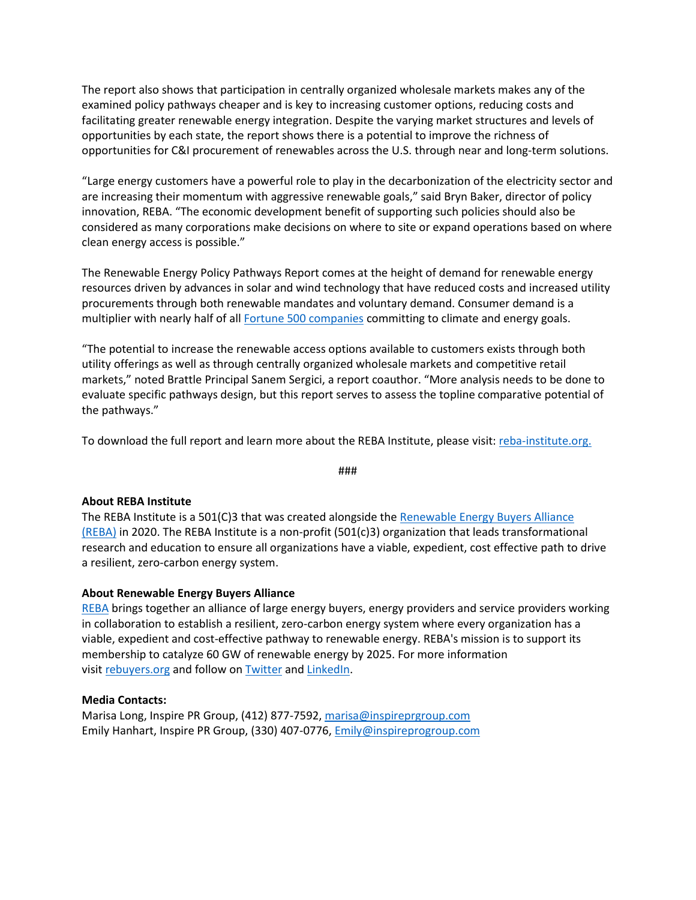The report also shows that participation in centrally organized wholesale markets makes any of the examined policy pathways cheaper and is key to increasing customer options, reducing costs and facilitating greater renewable energy integration. Despite the varying market structures and levels of opportunities by each state, the report shows there is a potential to improve the richness of opportunities for C&I procurement of renewables across the U.S. through near and long-term solutions.

"Large energy customers have a powerful role to play in the decarbonization of the electricity sector and are increasing their momentum with aggressive renewable goals," said Bryn Baker, director of policy innovation, REBA. "The economic development benefit of supporting such policies should also be considered as many corporations make decisions on where to site or expand operations based on where clean energy access is possible."

The Renewable Energy Policy Pathways Report comes at the height of demand for renewable energy resources driven by advances in solar and wind technology that have reduced costs and increased utility procurements through both renewable mandates and voluntary demand. Consumer demand is a multiplier with nearly half of all [Fortune 500 companies] committing to climate and energy goals.

"The potential to increase the renewable access options available to customers exists through both utility offerings as well as through centrally organized wholesale markets and competitive retail markets," noted Brattle Principal Sanem Sergici, a report coauthor. "More analysis needs to be done to evaluate specific pathways design, but this report serves to assess the topline comparative potential of the pathways."

To download the full report and learn more about the REBA Institute, please visit: reba-institute.org.

###

**About REBA Institute**
The REBA Institute is a 501(C)3 that was created alongside the Renewable Energy Buyers Alliance (REBA) in 2020. The REBA Institute is a non-profit (501(c)3) organization that leads transformational research and education to ensure all organizations have a viable, expedient, cost effective path to drive a resilient, zero-carbon energy system.

**About Renewable Energy Buyers Alliance**
REBA brings together an alliance of large energy buyers, energy providers and service providers working in collaboration to establish a resilient, zero-carbon energy system where every organization has a viable, expedient and cost-effective pathway to renewable energy. REBA's mission is to support its membership to catalyze 60 GW of renewable energy by 2025. For more information visit rebuyers.org and follow on Twitter and LinkedIn.

**Media Contacts:**
Marisa Long, Inspire PR Group, (412) 877-7592, marisa@inspireprgroup.com
Emily Hanhart, Inspire PR Group, (330) 407-0776, Emily@inspireprogroup.com